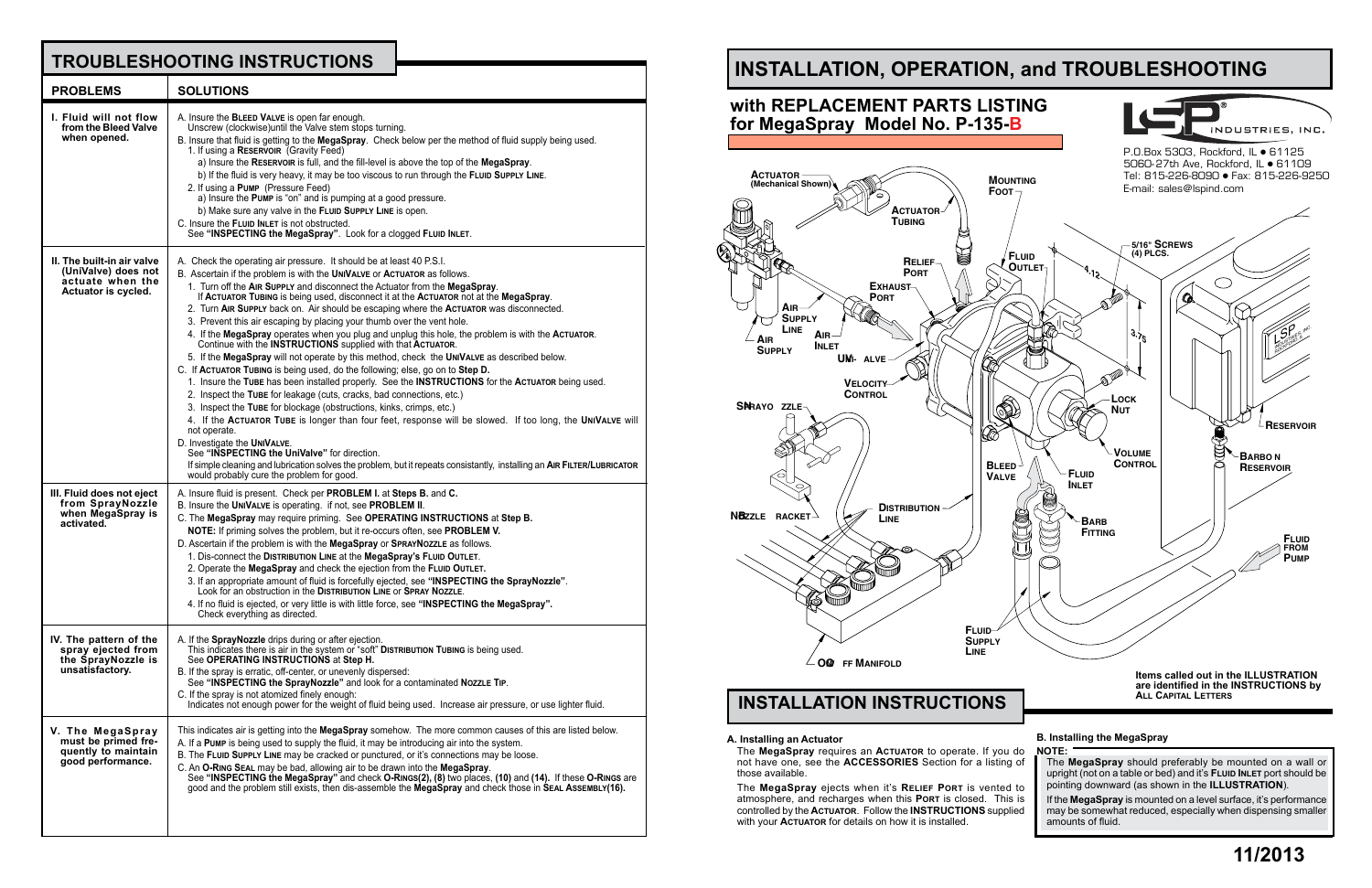## TROUBLESHOOTING INSTRUCTIONS

| PROBLEMS | SOLUTIONS |
|---|---|
| **I. Fluid will not flow from the Bleed Valve when opened.** | A. Insure the **Bleed Valve** is open far enough. Unscrew (clockwise)until the Valve stem stops turning.<br>B. Insure that fluid is getting to the **MegaSpray**. Check below per the method of fluid supply being used.<br>1. If using a **Reservoir** (Gravity Feed)<br>a) Insure the **Reservoir** is full, and the fill-level is above the top of the **MegaSpray**.<br>b) If the fluid is very heavy, it may be too viscous to run through the **Fluid Supply Line**.<br>2. If using a **Pump** (Pressure Feed)<br>a) Insure the **Pump** is "on" and is pumping at a good pressure.<br>b) Make sure any valve in the **Fluid Supply Line** is open.<br>C. Insure the **Fluid Inlet** is not obstructed. See **"INSPECTING the MegaSpray"**. Look for a clogged **Fluid Inlet**. |
| **II. The built-in air valve (UniValve) does not actuate when the Actuator is cycled.** | A. Check the operating air pressure. It should be at least 40 P.S.I.<br>B. Ascertain if the problem is with the **UniValve** or **Actuator** as follows.<br>1. Turn off the **Air Supply** and disconnect the Actuator from the **MegaSpray**. If **Actuator Tubing** is being used, disconnect it at the **Actuator** not at the **MegaSpray**.<br>2. Turn **Air Supply** back on. Air should be escaping where the **Actuator** was disconnected.<br>3. Prevent this air escaping by placing your thumb over the vent hole.<br>4. If the **MegaSpray** operates when you plug and unplug this hole, the problem is with the **Actuator**. Continue with the **INSTRUCTIONS** supplied with that **Actuator**.<br>5. If the **MegaSpray** will not operate by this method, check the **UniValve** as described below.<br>C. If **Actuator Tubing** is being used, do the following; else, go on to **Step D.**<br>1. Insure the **Tube** has been installed properly. See the **INSTRUCTIONS** for the **Actuator** being used.<br>2. Inspect the **Tube** for leakage (cuts, cracks, bad connections, etc.)<br>3. Inspect the **Tube** for blockage (obstructions, kinks, crimps, etc.)<br>4. If the **Actuator Tube** is longer than four feet, response will be slowed. If too long, the **UniValve** will not operate.<br>D. Investigate the **UniValve**. See **"INSPECTING the UniValve"** for direction. If simple cleaning and lubrication solves the problem, but it repeats consistantly, installing an **Air Filter/Lubricator** would probably cure the problem for good. |
| **III. Fluid does not eject from SprayNozzle when MegaSpray is activated.** | A. Insure fluid is present. Check per **PROBLEM I.** at **Steps B.** and **C.**<br>B. Insure the **UniValve** is operating. if not, see **PROBLEM II**.<br>C. The **MegaSpray** may require priming. See **OPERATING INSTRUCTIONS** at **Step B.**<br>**NOTE:** If priming solves the problem, but it re-occurs often, see **PROBLEM V.**<br>D. Ascertain if the problem is with the **MegaSpray** or **SprayNozzle** as follows.<br>1. Dis-connect the **Distribution Line** at the **MegaSpray's Fluid Outlet**.<br>2. Operate the **MegaSpray** and check the ejection from the **Fluid Outlet**.<br>3. If an appropriate amount of fluid is forcefully ejected, see **"INSPECTING the SprayNozzle"**. Look for an obstruction in the **Distribution Line** or **Spray Nozzle**.<br>4. If no fluid is ejected, or very little is with little force, see **"INSPECTING the MegaSpray".** Check everything as directed. |
| **IV. The pattern of the spray ejected from the SprayNozzle is unsatisfactory.** | A. If the **SprayNozzle** drips during or after ejection. This indicates there is air in the system or "soft" **Distribution Tubing** is being used. See **OPERATING INSTRUCTIONS** at **Step H.**<br>B. If the spray is erratic, off-center, or unevenly dispersed: See **"INSPECTING the SprayNozzle"** and look for a contaminated **Nozzle Tip**.<br>C. If the spray is not atomized finely enough: Indicates not enough power for the weight of fluid being used. Increase air pressure, or use lighter fluid. |
| **V. The MegaSpray must be primed frequently to maintain good performance.** | This indicates air is getting into the **MegaSpray** somehow. The more common causes of this are listed below.<br>A. If a **Pump** is being used to supply the fluid, it may be introducing air into the system.<br>B. The **Fluid Supply Line** may be cracked or punctured, or it's connections may be loose.<br>C. An **O-Ring Seal** may be bad, allowing air to be drawn into the **MegaSpray**. See **"INSPECTING the MegaSpray"** and check **O-Rings(2), (8)** two places, **(10)** and **(14).** If these **O-Rings** are good and the problem still exists, then dis-assemble the **MegaSpray** and check those in **Seal Assembly(16).** |

# INSTALLATION, OPERATION, and TROUBLESHOOTING

## with REPLACEMENT PARTS LISTING for MegaSpray Model No. P-135-B

LSP INDUSTRIES, INC.
P.O.Box 5303, Rockford, IL • 61125
5060-27th Ave, Rockford, IL • 61109
Tel: 815-226-8090 • Fax: 815-226-9250
E-mail: sales@lspind.com

Actuator (Mechanical Shown) · Mounting Foot · Actuator Tubing · Fluid Outlet · Relief Port · Exhaust Port · Air Supply Line · Air Supply · Air Inlet · Uni-Valve · Velocity Control · SprayNozzle · Nozzle Bracket · Distribution Line · On/Off Manifold · Fluid Supply Line · Bleed Valve · Fluid Inlet · Barb Fitting · Lock Nut · Volume Control · 5/16" Screws (4) PLCS. · 4.12 · 3.75 · Reservoir · Barb on Reservoir · Fluid from Pump

Items called out in the ILLUSTRATION are identified in the INSTRUCTIONS by ALL CAPITAL LETTERS

## INSTALLATION INSTRUCTIONS

**A. Installing an Actuator**

The **MegaSpray** requires an **Actuator** to operate. If you do not have one, see the **ACCESSORIES** Section for a listing of those available.

The **MegaSpray** ejects when it's **Relief Port** is vented to atmosphere, and recharges when this **Port** is closed. This is controlled by the **Actuator**. Follow the **INSTRUCTIONS** supplied with your **Actuator** for details on how it is installed.

**B. Installing the MegaSpray**

**NOTE:**

The **MegaSpray** should preferably be mounted on a wall or upright (not on a table or bed) and it's **Fluid Inlet** port should be pointing downward (as shown in the **ILLUSTRATION**).

If the **MegaSpray** is mounted on a level surface, it's performance may be somewhat reduced, especially when dispensing smaller amounts of fluid.

11/2013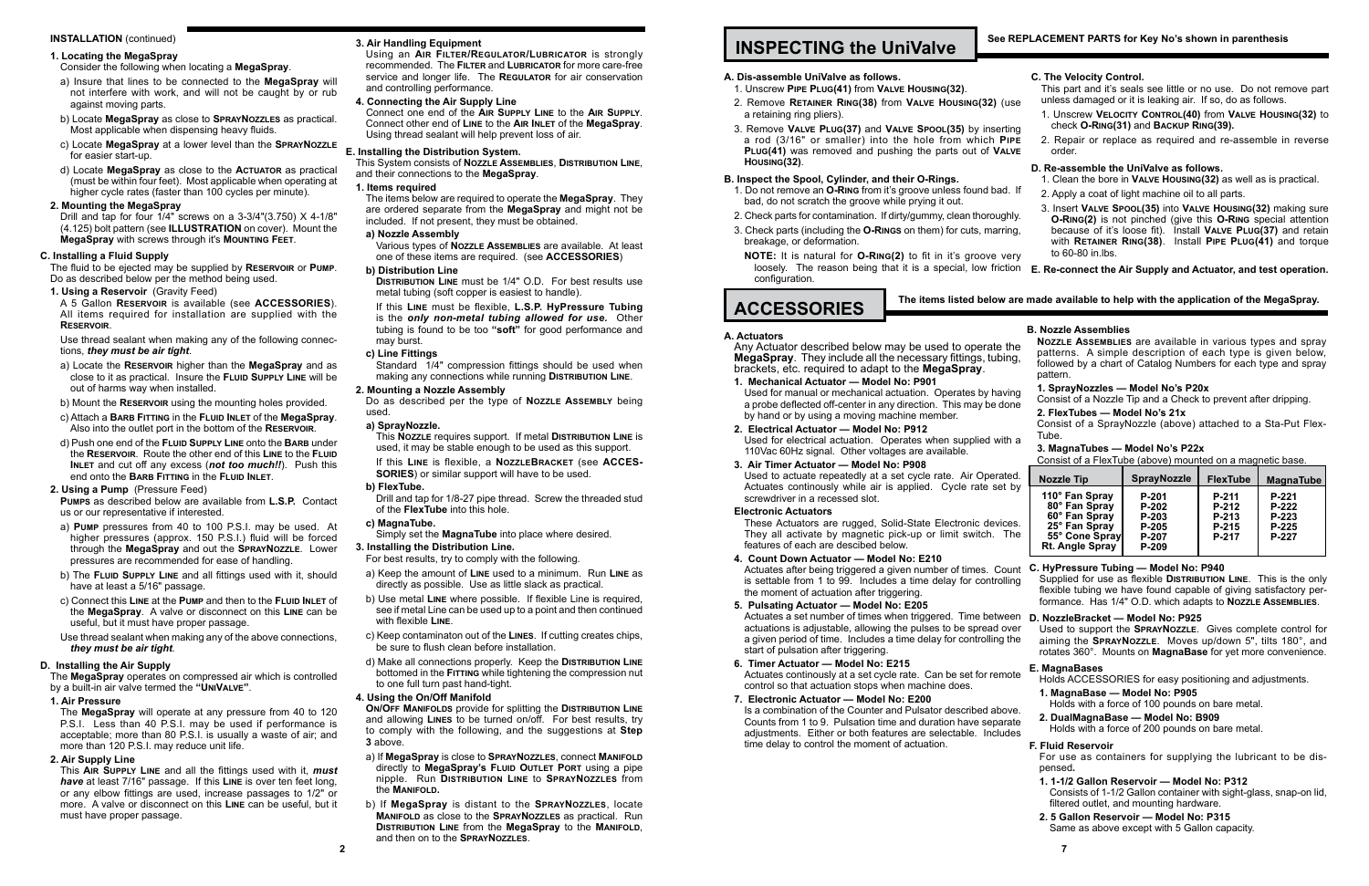**INSTALLATION** (continued)

**1. Locating the MegaSpray**

Consider the following when locating a **MegaSpray**.

a) Insure that lines to be connected to the **MegaSpray** will not interfere with work, and will not be caught by or rub against moving parts.

b) Locate **MegaSpray** as close to **SprayNozzles** as practical. Most applicable when dispensing heavy fluids.

c) Locate **MegaSpray** at a lower level than the **SprayNozzle** for easier start-up.

d) Locate **MegaSpray** as close to the **Actuator** as practical (must be within four feet). Most applicable when operating at higher cycle rates (faster than 100 cycles per minute).

**2. Mounting the MegaSpray**

Drill and tap for four 1/4" screws on a 3-3/4"(3.750) X 4-1/8" (4.125) bolt pattern (see **ILLUSTRATION** on cover). Mount the **MegaSpray** with screws through it's **Mounting Feet**.

**C. Installing a Fluid Supply**

The fluid to be ejected may be supplied by **Reservoir** or **Pump**. Do as described below per the method being used.

**1. Using a Reservoir** (Gravity Feed)

A 5 Gallon **Reservoir** is available (see **ACCESSORIES**). All items required for installation are supplied with the **Reservoir**.

Use thread sealant when making any of the following connections, ***they must be air tight***.

a) Locate the **Reservoir** higher than the **MegaSpray** and as close to it as practical. Insure the **Fluid Supply Line** will be out of harms way when installed.

b) Mount the **Reservoir** using the mounting holes provided.

c) Attach a **Barb Fitting** in the **Fluid Inlet** of the **MegaSpray**. Also into the outlet port in the bottom of the **Reservoir**.

d) Push one end of the **Fluid Supply Line** onto the **Barb** under the **Reservoir**. Route the other end of this **Line** to the **Fluid Inlet** and cut off any excess (***not too much!!***). Push this end onto the **Barb Fitting** in the **Fluid Inlet**.

**2. Using a Pump** (Pressure Feed)

**Pumps** as described below are available from **L.S.P.** Contact us or our representative if interested.

a) **Pump** pressures from 40 to 100 P.S.I. may be used. At higher pressures (approx. 150 P.S.I.) fluid will be forced through the **MegaSpray** and out the **SprayNozzle**. Lower pressures are recommended for ease of handling.

b) The **Fluid Supply Line** and all fittings used with it, should have at least a 5/16" passage.

c) Connect this **Line** at the **Pump** and then to the **Fluid Inlet** of the **MegaSpray**. A valve or disconnect on this **Line** can be useful, but it must have proper passage.

Use thread sealant when making any of the above connections, ***they must be air tight***.

**D. Installing the Air Supply**

The **MegaSpray** operates on compressed air which is controlled by a built-in air valve termed the **"UniValve"**.

**1. Air Pressure**

The **MegaSpray** will operate at any pressure from 40 to 120 P.S.I. Less than 40 P.S.I. may be used if performance is acceptable; more than 80 P.S.I. is usually a waste of air; and more than 120 P.S.I. may reduce unit life.

**2. Air Supply Line**

This **Air Supply Line** and all the fittings used with it, ***must have*** at least 7/16" passage. If this **Line** is over ten feet long, or any elbow fittings are used, increase passages to 1/2" or more. A valve or disconnect on this **Line** can be useful, but it must have proper passage.

**3. Air Handling Equipment**

Using an **Air Filter/Regulator/Lubricator** is strongly recommended. The **Filter** and **Lubricator** for more care-free service and longer life. The **Regulator** for air conservation and controlling performance.

**4. Connecting the Air Supply Line**

Connect one end of the **Air Supply Line** to the **Air Supply**. Connect other end of **Line** to the **Air Inlet** of the **MegaSpray**. Using thread sealant will help prevent loss of air.

**E. Installing the Distribution System.**

This System consists of **Nozzle Assemblies**, **Distribution Line**, and their connections to the **MegaSpray**.

**1. Items required**

The items below are required to operate the **MegaSpray**. They are ordered separate from the **MegaSpray** and might not be included. If not present, they must be obtained.

**a) Nozzle Assembly**

Various types of **Nozzle Assemblies** are available. At least one of these items are required. (see **ACCESSORIES**)

**b) Distribution Line**

**Distribution Line** must be 1/4" O.D. For best results use metal tubing (soft copper is easiest to handle).

If this **Line** must be flexible, **L.S.P. HyPressure Tubing** is the ***only non-metal tubing allowed for use***. Other tubing is found to be too **"soft"** for good performance and may burst.

**c) Line Fittings**

Standard 1/4" compression fittings should be used when making any connections while running **Distribution Line**.

**2. Mounting a Nozzle Assembly**

Do as described per the type of **Nozzle Assembly** being used.

**a) SprayNozzle.**

This **Nozzle** requires support. If metal **Distribution Line** is used, it may be stable enough to be used as this support.

If this **Line** is flexible, a **NozzleBracket** (see **ACCESSORIES**) or similar support will have to be used.

**b) FlexTube.**

Drill and tap for 1/8-27 pipe thread. Screw the threaded stud of the **FlexTube** into this hole.

**c) MagnaTube.**

Simply set the **MagnaTube** into place where desired.

**3. Installing the Distribution Line.**

For best results, try to comply with the following.

a) Keep the amount of **Line** used to a minimum. Run **Line** as directly as possible. Use as little slack as practical.

b) Use metal **Line** where possible. If flexible Line is required, see if metal Line can be used up to a point and then continued with flexible **Line**.

c) Keep contaminaton out of the **Lines**. If cutting creates chips, be sure to flush clean before installation.

d) Make all connections properly. Keep the **Distribution Line** bottomed in the **Fitting** while tightening the compression nut to one full turn past hand-tight.

**4. Using the On/Off Manifold**

**On/Off Manifolds** provide for splitting the **Distribution Line** and allowing **Lines** to be turned on/off. For best results, try to comply with the following, and the suggestions at **Step 3** above.

a) If **MegaSpray** is close to **SprayNozzles**, connect **Manifold** directly to **MegaSpray's Fluid Outlet Port** using a pipe nipple. Run **Distribution Line** to **SprayNozzles** from the **Manifold.**

b) If **MegaSpray** is distant to the **SprayNozzles**, locate **Manifold** as close to the **SprayNozzles** as practical. Run **Distribution Line** from the **MegaSpray** to the **Manifold**, and then on to the **SprayNozzles**.

# INSPECTING the UniValve

**See REPLACEMENT PARTS for Key No's shown in parenthesis**

**A. Dis-assemble UniValve as follows.**

1. Unscrew **Pipe Plug(41)** from **Valve Housing(32)**.
2. Remove **Retainer Ring(38)** from **Valve Housing(32)** (use a retaining ring pliers).
3. Remove **Valve Plug(37)** and **Valve Spool(35)** by inserting a rod (3/16" or smaller) into the hole from which **Pipe Plug(41)** was removed and pushing the parts out of **Valve Housing(32)**.

**B. Inspect the Spool, Cylinder, and their O-Rings.**

1. Do not remove an **O-Ring** from it's groove unless found bad. If bad, do not scratch the groove while prying it out.
2. Check parts for contamination. If dirty/gummy, clean thoroughly.
3. Check parts (including the **O-Rings** on them) for cuts, marring, breakage, or deformation.

**NOTE:** It is natural for **O-Ring(2)** to fit in it's groove very loosely. The reason being that it is a special, low friction configuration.

**C. The Velocity Control.**

This part and it's seals see little or no use. Do not remove part unless damaged or it is leaking air. If so, do as follows.

1. Unscrew **Velocity Control(40)** from **Valve Housing(32)** to check **O-Ring(31)** and **Backup Ring(39).**
2. Repair or replace as required and re-assemble in reverse order.

**D. Re-assemble the UniValve as follows.**

1. Clean the bore in **Valve Housing(32)** as well as is practical.
2. Apply a coat of light machine oil to all parts.
3. Insert **Valve Spool(35)** into **Valve Housing(32)** making sure **O-Ring(2)** is not pinched (give this **O-Ring** special attention because of it's loose fit). Install **Valve Plug(37)** and retain with **Retainer Ring(38)**. Install **Pipe Plug(41)** and torque to 60-80 in.lbs.

**E. Re-connect the Air Supply and Actuator, and test operation.**

# ACCESSORIES

**The items listed below are made available to help with the application of the MegaSpray.**

**A. Actuators**

Any Actuator described below may be used to operate the **MegaSpray**. They include all the necessary fittings, tubing, brackets, etc. required to adapt to the **MegaSpray**.

**1. Mechanical Actuator — Model No: P901**

Used for manual or mechanical actuation. Operates by having a probe deflected off-center in any direction. This may be done by hand or by using a moving machine member.

**2. Electrical Actuator — Model No: P912**

Used for electrical actuation. Operates when supplied with a 110Vac 60Hz signal. Other voltages are available.

**3. Air Timer Actuator — Model No: P908**

Used to actuate repeatedly at a set cycle rate. Air Operated. Actuates continously while air is applied. Cycle rate set by screwdriver in a recessed slot.

**Electronic Actuators**

These Actuators are rugged, Solid-State Electronic devices. They all activate by magnetic pick-up or limit switch. The features of each are descibed below.

**4. Count Down Actuator — Model No: E210**

Actuates after being triggered a given number of times. Count is settable from 1 to 99. Includes a time delay for controlling the moment of actuation after triggering.

**5. Pulsating Actuator — Model No: E205**

Actuates a set number of times when triggered. Time between actuations is adjustable, allowing the pulses to be spread over a given period of time. Includes a time delay for controlling the start of pulsation after triggering.

**6. Timer Actuator — Model No: E215**

Actuates continously at a set cycle rate. Can be set for remote control so that actuation stops when machine does.

**7. Electronic Actuator — Model No: E200**

Is a combination of the Counter and Pulsator described above. Counts from 1 to 9. Pulsation time and duration have separate adjustments. Either or both features are selectable. Includes time delay to control the moment of actuation.

**B. Nozzle Assemblies**

**Nozzle Assemblies** are available in various types and spray patterns. A simple description of each type is given below, followed by a chart of Catalog Numbers for each type and spray pattern.

**1. SprayNozzles — Model No's P20x**

Consist of a Nozzle Tip and a Check to prevent after dripping.

**2. FlexTubes — Model No's 21x**

Consist of a SprayNozzle (above) attached to a Sta-Put Flex-Tube.

**3. MagnaTubes — Model No's P22x**

Consist of a FlexTube (above) mounted on a magnetic base.

| Nozzle Tip | SprayNozzle | FlexTube | MagnaTube |
|---|---|---|---|
| 110° Fan Spray | P-201 | P-211 | P-221 |
| 80° Fan Spray | P-202 | P-212 | P-222 |
| 60° Fan Spray | P-203 | P-213 | P-223 |
| 25° Fan Spray | P-205 | P-215 | P-225 |
| 55° Cone Spray | P-207 | P-217 | P-227 |
| Rt. Angle Spray | P-209 | | |

**C. HyPressure Tubing — Model No: P940**

Supplied for use as flexible **Distribution Line**. This is the only flexible tubing we have found capable of giving satisfactory performance. Has 1/4" O.D. which adapts to **Nozzle Assemblies**.

**D. NozzleBracket — Model No: P925**

Used to support the **SprayNozzle**. Gives complete control for aiming the **SprayNozzle**. Moves up/down 5", tilts 180°, and rotates 360°. Mounts on **MagnaBase** for yet more convenience.

**E. MagnaBases**

Holds ACCESSORIES for easy positioning and adjustments.

**1. MagnaBase — Model No: P905**

Holds with a force of 100 pounds on bare metal.

**2. DualMagnaBase — Model No: B909**

Holds with a force of 200 pounds on bare metal.

**F. Fluid Reservoir**

For use as containers for supplying the lubricant to be dispensed**.**

**1. 1-1/2 Gallon Reservoir — Model No: P312**

Consists of 1-1/2 Gallon container with sight-glass, snap-on lid, filtered outlet, and mounting hardware.

**2. 5 Gallon Reservoir — Model No: P315**

Same as above except with 5 Gallon capacity.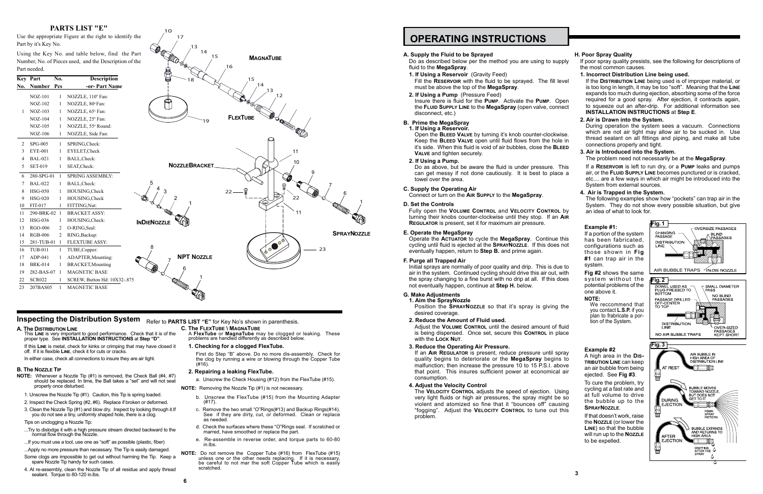## PARTS LIST "E"

Use the appropriate Figure at the right to identify the Part by it's Key No.

Using the Key No. and table below, find the Part Number, No. of Pieces used, and the Description of the Part needed.

| Key No. | Part Number | No. Pcs | Description -or- Part Name |
|---|---|---|---|
| | NOZ-101 | 1 | NOZZLE, 110° Fan: |
| | NOZ-102 | 1 | NOZZLE, 80° Fan: |
| 1 | NOZ-103 | 1 | NOZZLE, 65° Fan: |
| | NOZ-104 | 1 | NOZZLE, 25° Fan: |
| | NOZ-105 | 1 | NOZZLE, 55° Round: |
| | NOZ-106 | 1 | NOZZLE, Side Fan: |
| 2 | SPG-005 | 1 | SPRING,Check: |
| 3 | EYE-001 | 1 | EYELET,Check |
| 4 | BAL-021 | 1 | BALL,Check: |
| 5 | SET-019 | 1 | SEAT,Check: |
| 6 | 280-SPG-01 | 1 | SPRING ASSEMBLY: |
| 7 | BAL-022 | 1 | BALL,Check: |
| 8 | HSG-050 | 1 | HOUSING,Check |
| 9 | HSG-020 | 1 | HOUSING,Check |
| 10 | FIT-017 | 1 | FITTING,Nut: |
| 11 | 290-BRK-02 | 1 | BRACKET ASSY: |
| 12 | HSG-036 | 1 | HOUSING,Check: |
| 13 | RGO-006 | 2 | O-RING,Seal: |
| 14 | RGB-006 | 2 | RING,Backup: |
| 15 | 281-TUB-01 | 1 | FLEXTUBE ASSY: |
| 16 | TUB-011 | 1 | TUBE,Copper: |
| 17 | ADP-041 | 1 | ADAPTER,Mounting: |
| 18 | BRK-014 | 1 | BRACKET,Mounting |
| 19 | 282-BAS-07 | 1 | MAGNETIC BASE |
| 22 | SCR022 | 1 | SCREW, Button Hd: 10X32-.875 |
| 23 | 207BAS05 | 1 | MAGNETIC BASE |

MAGNATUBE

FLEXTUBE

NOZZLEBRACKET

INDIENOZZLE

SPRAYNOZZLE

NPT NOZZLE

## Inspecting the Distribution System

Refer to **PARTS LIST "E"** for Key No's shown in parenthesis.

**A. THE DISTRIBUTION LINE**

This **LINE** is very important to good performance. Check that it is of the proper type. See **INSTALLATION INSTRUCTIONS** at **Step "D"**.

If this **LINE** is metal, check for kinks or crimping that may have closed it off. If it is flexible **LINE**, check it for cuts or cracks.

In either case, check all connections to insure they are air tight.

**B. THE NOZZLE TIP**

**NOTE:** Whenever a Nozzle Tip (#1) is removed, the Check Ball (#4, #7) should be replaced. In time, the Ball takes a "set" and will not seat properly once disturbed.

1. Unscrew the Nozzle Tip (#1). Caution, this Tip is spring loaded.
2. Inspect the Check Spring (#2, #6). Replace if broken or deformed.
3. Clean the Nozzle Tip (#1) and blow dry. Inspect by looking through it.If you do not see a tiny, uniformly shaped hole, there is a clog.

Tips on unclogging a Nozzle Tip:

...Try to dislodge it with a high pressure stream directed backward to the normal flow through the Nozzle.

...If you must use a tool, use one as "soft" as possible (plastic, fiber)

...Apply no more pressure than necessary. The Tip is easily damaged.

Some clogs are impossible to get out without harming the Tip. Keep a spare Nozzle Tip handy for such cases.

4. At re-assembly, clean the Nozzle Tip of all residue and apply thread sealant. Torque to 80-120 in.lbs.

**C. THE FLEXTUBE \ MAGNATUBE**

A **FlexTube** or **MagnaTube** may be clogged or leaking. These problems are handled differently as described below.

**1. Checking for a clogged FlexTube.**

First do Step "B" above. Do no more dis-assembly. Check for the clog by running a wire or blowing through the Copper Tube (#16).

**2. Repairing a leaking FlexTube.**

a. Unscrew the Check Housing (#12) from the FlexTube (#15).

**NOTE:** Removing the Nozzle Tip (#1) is not necessary.

b. Unscrew the FlexTube (#15) from the Mounting Adapter (#17).

c. Remove the two small "O"Rings(#13) and Backup Rings(#14). See if they are dirty, cut, or deformed. Clean or replace as needed.

d. Check the surfaces where these "O"Rings seal. If scratched or marred, have smoothed or replace the part.

e. Re-assemble in reverse order, and torque parts to 60-80 in.lbs.

**NOTE:** Do not remove the Copper Tube (#16) from FlexTube (#15) unless one or the other needs replacing. If it is necessary, be careful to not mar the soft Copper Tube which is easily scratched.

# OPERATING INSTRUCTIONS

**A. Supply the Fluid to be Sprayed**

Do as described below per the method you are using to supply fluid to the **MegaSpray**.

**1. If Using a Reservoir** (Gravity Feed)

Fill the **RESERVOIR** with the fluid to be sprayed. The fill level must be above the top of the **MegaSpray**.

**2. If Using a Pump** (Pressure Feed)

Insure there is fluid for the **PUMP**. Activate the **PUMP**. Open the **FLUID SUPPLY LINE** to the **MegaSpray** (open valve, connect disconnect, etc.)

**B. Prime the MegaSpray**

**1. If Using a Reservoir.**

Open the **BLEED VALVE** by turning it's knob counter-clockwise. Keep the **BLEED VALVE** open until fluid flows from the hole in it's side. When this fluid is void of air bubbles, close the **BLEED VALVE** and tighten securely.

**2. If Using a Pump.**

Do as above, but be aware the fluid is under pressure. This can get messy if not done cautiously. It is best to place a towel over the area.

**C. Supply the Operating Air**

Connect or turn on the **AIR SUPPLY** to the **MegaSpray**.

**D. Set the Controls**

Fully open the **VOLUME CONTROL** and **VELOCITY CONTROL** by turning their knobs counter-clockwise until they stop. If an **AIR REGULATOR** is present, set it for maximum air pressure.

**E. Operate the MegaSpray**

Operate the **ACTUATOR** to cycle the **MegaSpray**. Continue this cycling until fluid is ejected at the **SPRAYNOZZLE**. If this does not eventually happen, return to **Step B.** and prime again.

**F. Purge all Trapped Air**

Initial sprays are normally of poor quality and drip. This is due to air in the system. Continued cycling should drive this air out, with the spray changing to a fine burst with no drip at all. If this does not eventually happen, continue at **Step H.** below.

**G. Make Adjustments**

**1. Aim the SprayNozzle**

Position the **SPRAYNOZZLE** so that it's spray is giving the desired coverage.

**2. Reduce the Amount of Fluid used.**

Adjust the **VOLUME CONTROL** until the desired amount of fluid is being dispensed. Once set, secure this **CONTROL** in place with the **LOCK NUT**.

**3. Reduce the Operating Air Pressure.**

If an **AIR REGULATOR** is present, reduce pressure until spray quality begins to deteriorate or the **MegaSpray** begins to malfunction; then increase the pressure 10 to 15 P.S.I. above that point. This insures sufficient power at economical air consumption.

**4. Adjust the Velocity Control**

The **VELOCITY CONTROL** adjusts the speed of ejection. Using very light fluids or high air pressures, the spray might be so violent and atomized so fine that it "bounces off" causing "fogging". Adjust the **VELOCITY CONTROL** to tune out this problem.

**H. Poor Spray Quality**

If poor spray quality presists, see the following for descriptions of the most common causes.

**1. Incorrect Distribution Line being used.**

If the **DISTRIBUTION LINE** being used is of improper material, or is too long in length, it may be too "soft". Meaning that the **LINE** expands too much during ejection, absorbing some of the force required for a good spray. After ejection, it contracts again, to squeeze out an after-drip. For additional information see **INSTALLATION INSTRUCTIONS** at **Step E**.

**2. Air is Drawn into the System.**

During operation the system sees a vacuum. Connections which are not air tight may allow air to be sucked in. Use thread sealant on all fittings and piping, and make all tube connections properly and tight.

**3. Air is Introduced into the System.**

The problem need not necessarily be at the **MegaSpray**.

If a **RESERVOIR** is left to run dry, or a **PUMP** leaks and pumps air, or the **FLUID SUPPLY LINE** becomes punctured or is cracked, etc.... are a few ways in which air might be introduced into the System from external sources.

**4. Air is Trapped in the System.**

The following examples show how "pockets" can trap air in the System. They do not show every possible situation, but give an idea of what to look for.

**Example #1:**

If a portion of the system has been fabricated, configurations such as those shown in **Fig #1** can trap air in the system.

**Fig #2** shows the same system without the potential problems of the one above it.

**NOTE:**

We reccommend that you contact **L.S.P.** if you plan to frabricate a portion of the System.

**Fig. 1** — CHANGING PASSAGE; DISTRIBUTION LINE; OVERSIZE PASSAGES; BLIND PASSAGES; AIR BUBBLE TRAPS; IN-DIE NOZZLE

**Fig. 2** — DOWEL USED AS PLUG PRESSED TO BOTTOM; SMALL DIAMETER PASS; NO BLIND PASSAGES; PASSAGE DRILLED OFF-CENTER TO TOP; DISTRIBUTION LINE; OVER-SIZED PASSAGES KEPT SHORT; NO AIR BUBBLE TRAPS

**Example #2**

A high area in the **DISTRIBUTION LINE** can keep an air bubble from being ejected. See **Fig #3**.

To cure the problem, try cycling at a fast rate and at full volume to drive the bubble up to the **SPRAYNOZZLE**.

If that doesn't work, raise the **NOZZLE** (or lower the **LINE**) so that the bubble will run up to the **NOZZLE** to be expelled.

**Fig. 3** — AT REST: AIR BUBBLE IN HIGH AREA OF DISTRIBUTION LINE; DURING EJECTION: BUBBLE MOVES TOWARD NOZZLE, BUT DOES NOT GET TO IT; POOR SPRAY PATTERN; AFTER EJECTION: BUBBLE EXPANDS AND RETURNS TO HIGH AREA; DRIPPING AFTER THE SPRAY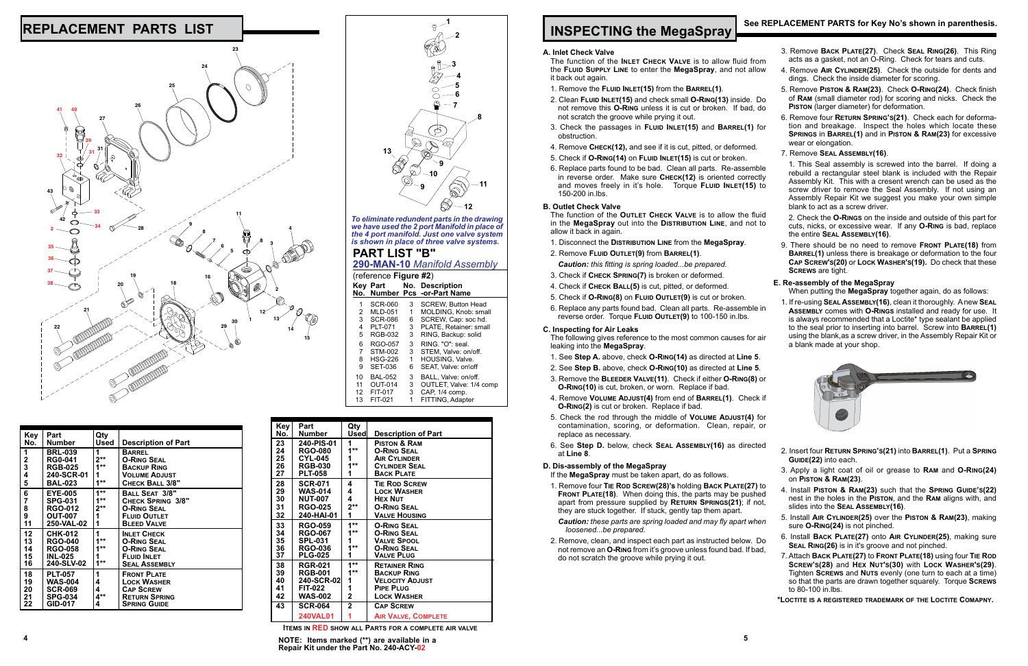# REPLACEMENT PARTS LIST

| Key No. | Part Number | Qty Used | Description of Part |
|---|---|---|---|
| 1 | BRL-039 | 1 | Barrel |
| 2 | RG0-041 | 2** | O-Ring Seal |
| 3 | RGB-025 | 1** | Backup Ring |
| 4 | 240-SCR-01 | 1 | Volume Adjust |
| 5 | BAL-023 | 1** | Check Ball 3/8" |
| 6 | EYE-005 | 1** | Ball Seat 3/8" |
| 7 | SPG-031 | 1** | Check Spring 3/8" |
| 8 | RGO-012 | 2** | O-Ring Seal |
| 9 | OUT-007 | 1 | Fluid Outlet |
| 11 | 250-VAL-02 | 1 | Bleed Valve |
| 12 | CHK-012 | 1 | Inlet Check |
| 13 | RGO-040 | 1** | O-Ring Seal |
| 14 | RGO-058 | 1** | O-Ring Seal |
| 15 | INL-025 | 1 | Fluid Inlet |
| 16 | 240-SLV-02 | 1** | Seal Assembly |
| 18 | PLT-057 | 1 | Front Plate |
| 19 | WAS-004 | 4 | Lock Washer |
| 20 | SCR-069 | 4 | Cap Screw |
| 21 | SPG-034 | 4** | Return Spring |
| 22 | GID-017 | 4 | Spring Guide |

| Key No. | Part Number | Qty Used | Description of Part |
|---|---|---|---|
| 23 | 240-PIS-01 | 1 | Piston & Ram |
| 24 | RGO-080 | 1** | O-Ring Seal |
| 25 | CYL-045 | 1 | Air Cylinder |
| 26 | RGB-030 | 1** | Cylinder Seal |
| 27 | PLT-058 | 1 | Back Plate |
| 28 | SCR-071 | 4 | Tie Rod Screw |
| 29 | WAS-014 | 4 | Lock Washer |
| 30 | NUT-007 | 4 | Hex Nut |
| 31 | RGO-025 | 2** | O-Ring Seal |
| 32 | 240-HAI-01 | 1 | Valve Housing |
| 33 | RGO-059 | 1** | O-Ring Seal |
| 34 | RGO-067 | 1** | O-Ring Seal |
| 35 | SPL-031 | 1 | Valve Spool |
| 36 | RGO-036 | 1** | O-Ring Seal |
| 37 | PLG-025 | 1 | Valve Plug |
| 38 | RGR-021 | 1** | Retainer Ring |
| 39 | RGB-001 | 1** | Backup Ring |
| 40 | 240-SCR-02 | 1 | Velocity Adjust |
| 41 | FIT-022 | 1 | Pipe Plug |
| 42 | WAS-002 | 2 | Lock Washer |
| 43 | SCR-064 | 2 | Cap Screw |
| | 240VAL01 | 1 | Air Valve, Complete |

Items in RED show all Parts for a complete air valve

NOTE: Items marked (**) are available in a Repair Kit under the Part No. 240-ACY-02

*To eliminate redundant parts in the drawing we have used the 2 port Manifold in place of the 4 port manifold. Just one valve system is shown in place of three valve systems.*

## PART LIST "B"

**290-MAN-10** *Manifold Assembly*

(reference **Figure #2**)

| Key No. | Part Number | No. Pcs | Description -or-Part Name |
|---|---|---|---|
| 1 | SCR-060 | 3 | SCREW, Button Head |
| 2 | MLD-051 | 1 | MOLDING, Knob: small |
| 3 | SCR-086 | 6 | SCREW, Cap: soc hd. |
| 4 | PLT-071 | 3 | PLATE, Retainer: small |
| 5 | RGB-032 | 3 | RING, Backup: solid |
| 6 | RGO-057 | 3 | RING. "O": seal. |
| 7 | STM-002 | 3 | STEM, Valve: on/off. |
| 8 | HSG-226 | 1 | HOUSING, Valve. |
| 9 | SET-036 | 6 | SEAT, Valve: on\off |
| 10 | BAL-052 | 3 | BALL, Valve: on/off. |
| 11 | OUT-014 | 3 | OUTLET, Valve: 1/4 comp |
| 12 | FIT-017 | 3 | CAP, 1/4 comp. |
| 13 | FIT-021 | 1 | FITTING, Adapter |

# INSPECTING the MegaSpray

**See REPLACEMENT PARTS for Key No's shown in parenthesis.**

### A. Inlet Check Valve

The function of the **Inlet Check Valve** is to allow fluid from the **Fluid Supply Line** to enter the **MegaSpray**, and not allow it back out again.

1. Remove the **Fluid Inlet(15)** from the **Barrel(1)**.
2. Clean **Fluid Inlet(15)** and check small **O-Ring(13)** inside. Do not remove this **O-Ring** unless it is cut or broken. If bad, do not scratch the groove while prying it out.
3. Check the passages in **Fluid Inlet(15)** and **Barrel(1)** for obstruction.
4. Remove **Check(12),** and see if it is cut, pitted, or deformed.
5. Check if **O-Ring(14)** on **Fluid Inlet(15)** is cut or broken.
6. Replace parts found to be bad. Clean all parts. Re-assemble in reverse order. Make sure **Check(12)** is oriented correctly and moves freely in it's hole. Torque **Fluid Inlet(15)** to 150-200 in.lbs.

### B. Outlet Check Valve

The function of the **Outlet Check Valve** is to allow the fluid in the **MegaSpray** out into the **Distribution Line**, and not to allow it back in again.

1. Disconnect the **Distribution Line** from the **MegaSpray**.
2. Remove **Fluid Outlet(9)** from **Barrel(1)**.

   *Caution: this fitting is spring loaded...be prepared.*
3. Check if **Check Spring(7)** is broken or deformed.
4. Check if **Check Ball(5)** is cut, pitted, or deformed.
5. Check if **O-Ring(8)** on **Fluid Outlet(9)** is cut or broken.
6. Replace any parts found bad. Clean all parts. Re-assemble in reverse order. Torque **Fluid Outlet(9)** to 100-150 in.lbs.

### C. Inspecting for Air Leaks

The following gives reference to the most common causes for air leaking into the **MegaSpray**.

1. See **Step A.** above, check **O-Ring(14)** as directed at **Line 5**.
2. See **Step B.** above, check **O-Ring(10)** as directed at **Line 5**.
3. Remove the **Bleeder Valve(11)**. Check if either **O-Ring(8)** or **O-Ring(10)** is cut, broken, or worn. Replace if bad.
4. Remove **Volume Adjust(4)** from end of **Barrel(1)**. Check if **O-Ring(2)** is cut or broken. Replace if bad.
5. Check the rod through the middle of **Volume Adjust(4)** for contamination, scoring, or deformation. Clean, repair, or replace as necessary.
6. See **Step D.** below, check **Seal Assembly(16)** as directed at **Line 8**.

### D. Dis-assembly of the MegaSpray

If the **MegaSpray** must be taken apart, do as follows.

1. Remove four **Tie Rod Screw(28)'s** holding **Back Plate(27)** to **Front Plate(18)**. When doing this, the parts may be pushed apart from pressure supplied by **Return Springs(21)**; if not, they are stuck together. If stuck, gently tap them apart.

   *Caution: these parts are spring loaded and may fly apart when loosened...be prepared.*
2. Remove, clean, and inspect each part as instructed below. Do not remove an **O-Ring** from it's groove unless found bad. If bad, do not scratch the groove while prying it out.
3. Remove **Back Plate(27)**. Check **Seal Ring(26)**. This Ring acts as a gasket, not an O-Ring. Check for tears and cuts.
4. Remove **Air Cylinder(25)**. Check the outside for dents and dings. Check the inside diameter for scoring.
5. Remove **Piston & Ram(23)**. Check **O-Ring(24)**. Check finish of **Ram** (small diameter rod) for scoring and nicks. Check the **Piston** (larger diameter) for deformation.
6. Remove four **Return Spring's(21)**. Check each for deformation and breakage. Inspect the holes which locate these **Springs** in **Barrel(1)** and in **Piston & Ram(23)** for excessive wear or elongation.
7. Remove **Seal Assembly(16)**.

   1. This Seal assembly is screwed into the barrel. If doing a rebuild a rectangular steel blank is included with the Repair Assembly Kit. This with a cresent wrench can be used as the screw driver to remove the Seal Assembly. If not using an Assembly Repair Kit we suggest you make your own simple blank to act as a screw driver.

   2. Check the **O-Rings** on the inside and outside of this part for cuts, nicks, or excessive wear. If any **O-Ring** is bad, replace the entire **Seal Assembly(16)**.
9. There should be no need to remove **Front Plate(18)** from **Barrel(1)** unless there is breakage or deformation to the four **Cap Screw's(20)** or **Lock Washer's(19)**. Do check that these **Screws** are tight.

### E. Re-assembly of the MegaSpray

When putting the **MegaSpray** together again, do as follows:

1. If re-using **Seal Assembly(16)**, clean it thoroughly. A new **Seal Assembly** comes with **O-Rings** installed and ready for use. It is always recommended that a Loctite* type sealant be applied to the seal prior to inserting into barrel. Screw into **Barrel(1)** using the blank,as a screw driver, in the Assembly Repair Kit or a blank made at your shop.
2. Insert four **Return Spring's(21)** into **Barrel(1)**. Put a **Spring Guide(22)** into each.
3. Apply a light coat of oil or grease to **Ram** and **O-Ring(24)** on **Piston & Ram(23)**.
4. Install **Piston & Ram(23)** such that the **Spring Guide's(22)** nest in the holes in the **Piston**, and the **Ram** aligns with, and slides into the **Seal Assembly(16)**.
5. Install **Air Cylinder(25)** over the **Piston & Ram(23)**, making sure **O-Ring(24)** is not pinched.
6. Install **Back Plate(27)** onto **Air Cylinder(25)**, making sure **Seal Ring(26)** is in it's groove and not pinched.
7. Attach **Back Plate(27)** to **Front Plate(18)** using four **Tie Rod Screw's(28)** and **Hex Nut's(30)** with **Lock Washer's(29)**. Tighten **Screws** and **Nuts** evenly (one turn to each at a time) so that the parts are drawn together squarely. Torque **Screws** to 80-100 in.lbs.

*Loctite is a registered trademark of the Loctite Comapny.